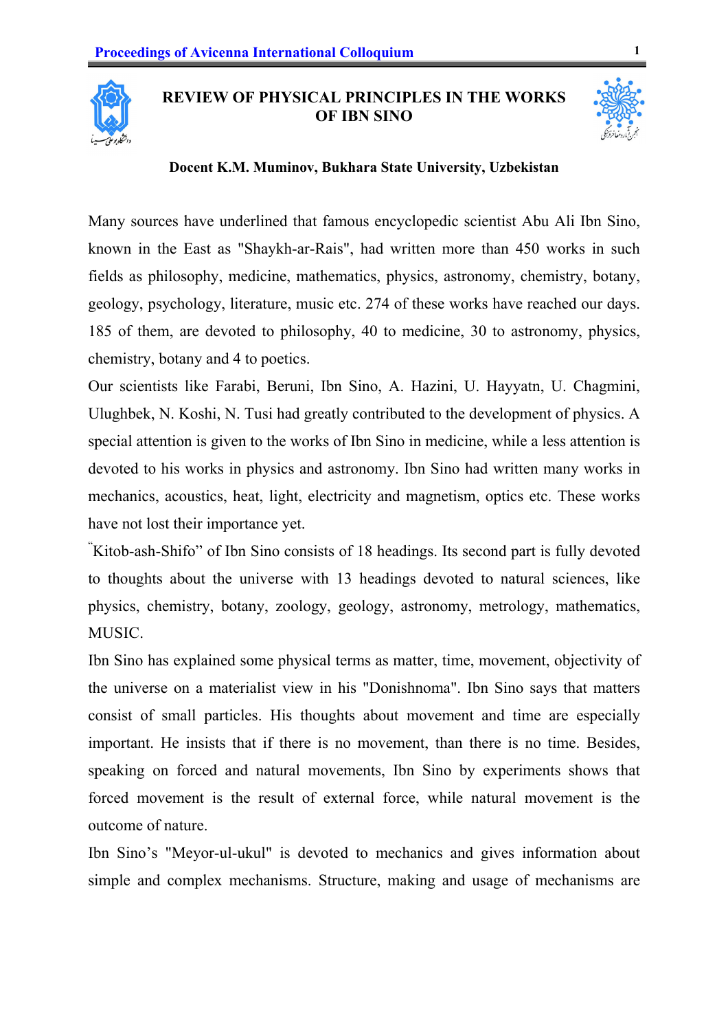# REVIEW OF PHYSICAL PRINCIPLES IN THE WORKS OF IBN SINO

**Docent K.M. Muminov, Bukhara State University, Uzbekistan**

Many sources have underlined that famous encyclopedic scientist Abu Ali Ibn Sino, known in the East as "Shaykh-ar-Rais", had written more than 450 works in such fields as philosophy, medicine, mathematics, physics, astronomy, chemistry, botany, geology, psychology, literature, music etc. 274 of these works have reached our days. 185 of them, are devoted to philosophy, 40 to medicine, 30 to astronomy, physics, chemistry, botany and 4 to poetics.

Our scientists like Farabi, Beruni, Ibn Sino, A. Hazini, U. Hayyatn, U. Chagmini, Ulughbek, N. Koshi, N. Tusi had greatly contributed to the development of physics. A special attention is given to the works of Ibn Sino in medicine, while a less attention is devoted to his works in physics and astronomy. Ibn Sino had written many works in mechanics, acoustics, heat, light, electricity and magnetism, optics etc. These works have not lost their importance yet.

"Kitob-ash-Shifo" of Ibn Sino consists of 18 headings. Its second part is fully devoted to thoughts about the universe with 13 headings devoted to natural sciences, like physics, chemistry, botany, zoology, geology, astronomy, metrology, mathematics, MUSIC.

Ibn Sino has explained some physical terms as matter, time, movement, objectivity of the universe on a materialist view in his "Donishnoma". Ibn Sino says that matters consist of small particles. His thoughts about movement and time are especially important. He insists that if there is no movement, than there is no time. Besides, speaking on forced and natural movements, Ibn Sino by experiments shows that forced movement is the result of external force, while natural movement is the outcome of nature.

Ibn Sino's "Meyor-ul-ukul" is devoted to mechanics and gives information about simple and complex mechanisms. Structure, making and usage of mechanisms are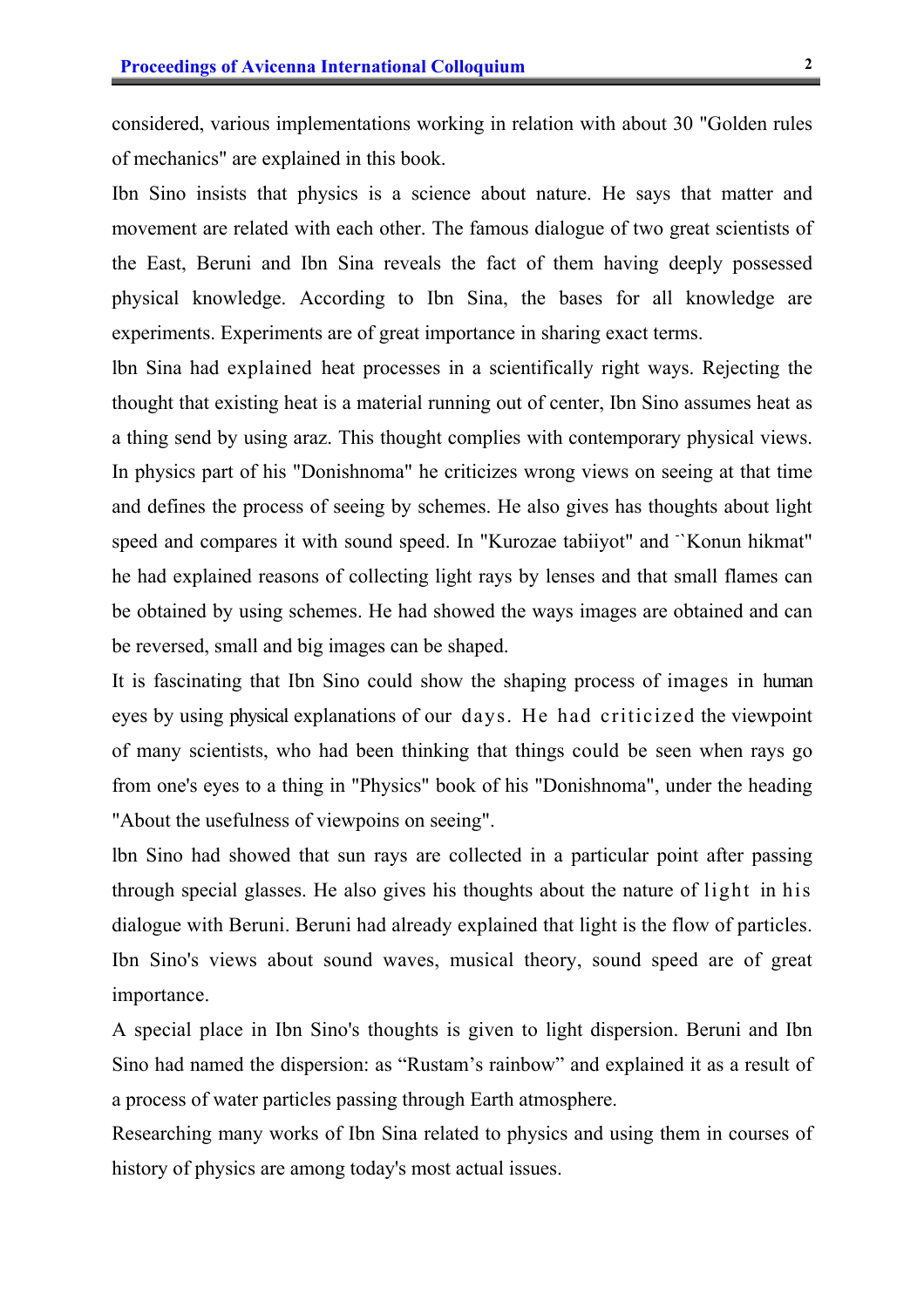considered, various implementations working in relation with about 30 "Golden rules of mechanics" are explained in this book.

Ibn Sino insists that physics is a science about nature. He says that matter and movement are related with each other. The famous dialogue of two great scientists of the East, Beruni and Ibn Sina reveals the fact of them having deeply possessed physical knowledge. According to Ibn Sina, the bases for all knowledge are experiments. Experiments are of great importance in sharing exact terms.

lbn Sina had explained heat processes in a scientifically right ways. Rejecting the thought that existing heat is a material running out of center, Ibn Sino assumes heat as a thing send by using araz. This thought complies with contemporary physical views. In physics part of his "Donishnoma" he criticizes wrong views on seeing at that time and defines the process of seeing by schemes. He also gives has thoughts about light speed and compares it with sound speed. In "Kurozae tabiiyot" and ¨`Konun hikmat" he had explained reasons of collecting light rays by lenses and that small flames can be obtained by using schemes. He had showed the ways images are obtained and can be reversed, small and big images can be shaped.

It is fascinating that Ibn Sino could show the shaping process of images in human eyes by using physical explanations of our days. He had criticized the viewpoint of many scientists, who had been thinking that things could be seen when rays go from one's eyes to a thing in "Physics" book of his "Donishnoma", under the heading "About the usefulness of viewpoins on seeing".

lbn Sino had showed that sun rays are collected in a particular point after passing through special glasses. He also gives his thoughts about the nature of light in his dialogue with Beruni. Beruni had already explained that light is the flow of particles. Ibn Sino's views about sound waves, musical theory, sound speed are of great importance.

A special place in Ibn Sino's thoughts is given to light dispersion. Beruni and Ibn Sino had named the dispersion: as "Rustam's rainbow" and explained it as a result of a process of water particles passing through Earth atmosphere.

Researching many works of Ibn Sina related to physics and using them in courses of history of physics are among today's most actual issues.